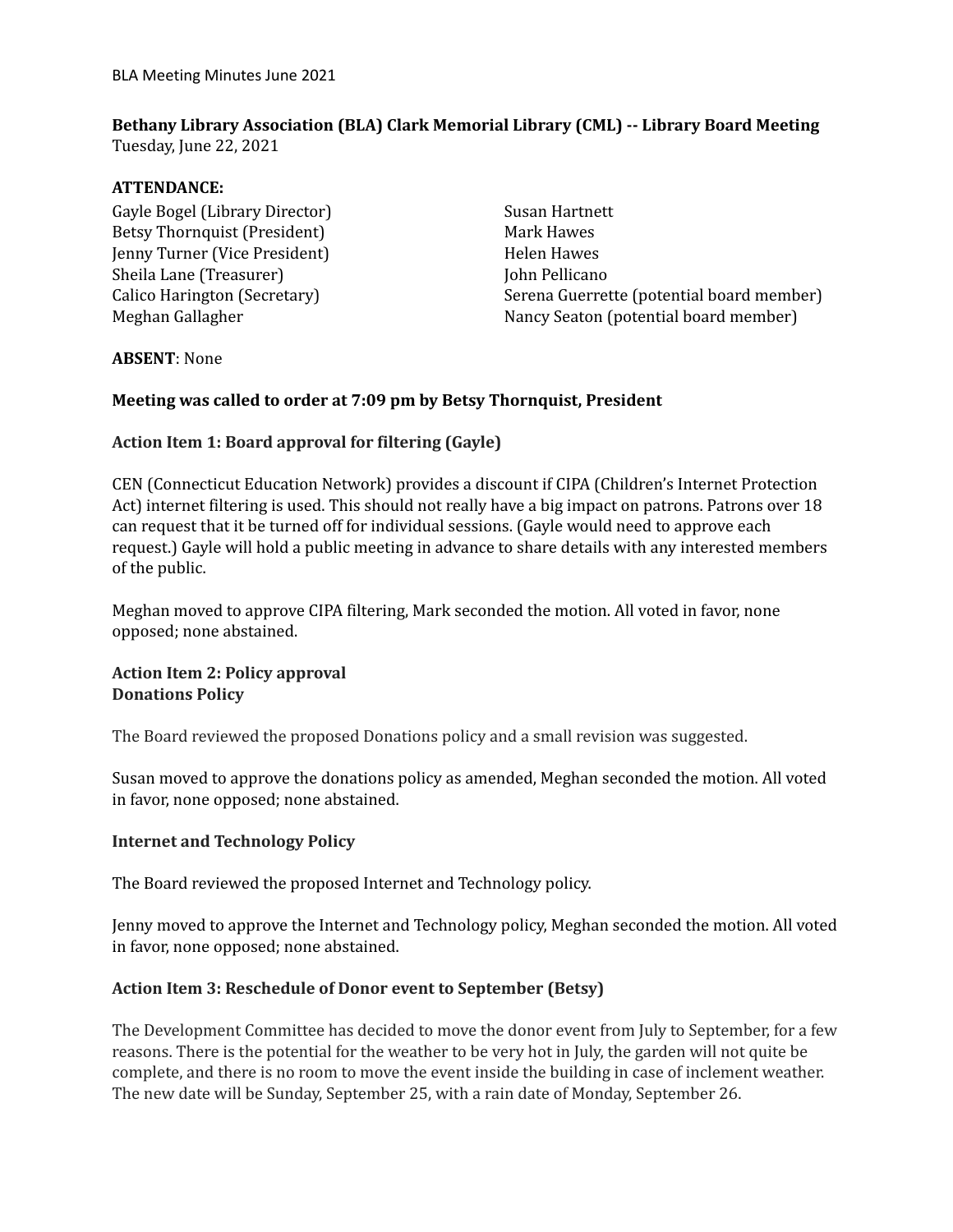**Bethany Library Association (BLA) Clark Memorial Library (CML) -- Library Board Meeting**
Tuesday, June 22, 2021

**ATTENDANCE:**

Gayle Bogel (Library Director)
Betsy Thornquist (President)
Jenny Turner (Vice President)
Sheila Lane (Treasurer)
Calico Harington (Secretary)
Meghan Gallagher
Susan Hartnett
Mark Hawes
Helen Hawes
John Pellicano
Serena Guerrette (potential board member)
Nancy Seaton (potential board member)

**ABSENT**: None

**Meeting was called to order at 7:09 pm by Betsy Thornquist, President**

**Action Item 1: Board approval for filtering (Gayle)**

CEN (Connecticut Education Network) provides a discount if CIPA (Children's Internet Protection Act) internet filtering is used. This should not really have a big impact on patrons. Patrons over 18 can request that it be turned off for individual sessions. (Gayle would need to approve each request.) Gayle will hold a public meeting in advance to share details with any interested members of the public.

Meghan moved to approve CIPA filtering, Mark seconded the motion. All voted in favor, none opposed; none abstained.

**Action Item 2: Policy approval**
**Donations Policy**

The Board reviewed the proposed Donations policy and a small revision was suggested.

Susan moved to approve the donations policy as amended, Meghan seconded the motion. All voted in favor, none opposed; none abstained.

**Internet and Technology Policy**

The Board reviewed the proposed Internet and Technology policy.

Jenny moved to approve the Internet and Technology policy, Meghan seconded the motion. All voted in favor, none opposed; none abstained.

**Action Item 3: Reschedule of Donor event to September (Betsy)**

The Development Committee has decided to move the donor event from July to September, for a few reasons. There is the potential for the weather to be very hot in July, the garden will not quite be complete, and there is no room to move the event inside the building in case of inclement weather. The new date will be Sunday, September 25, with a rain date of Monday, September 26.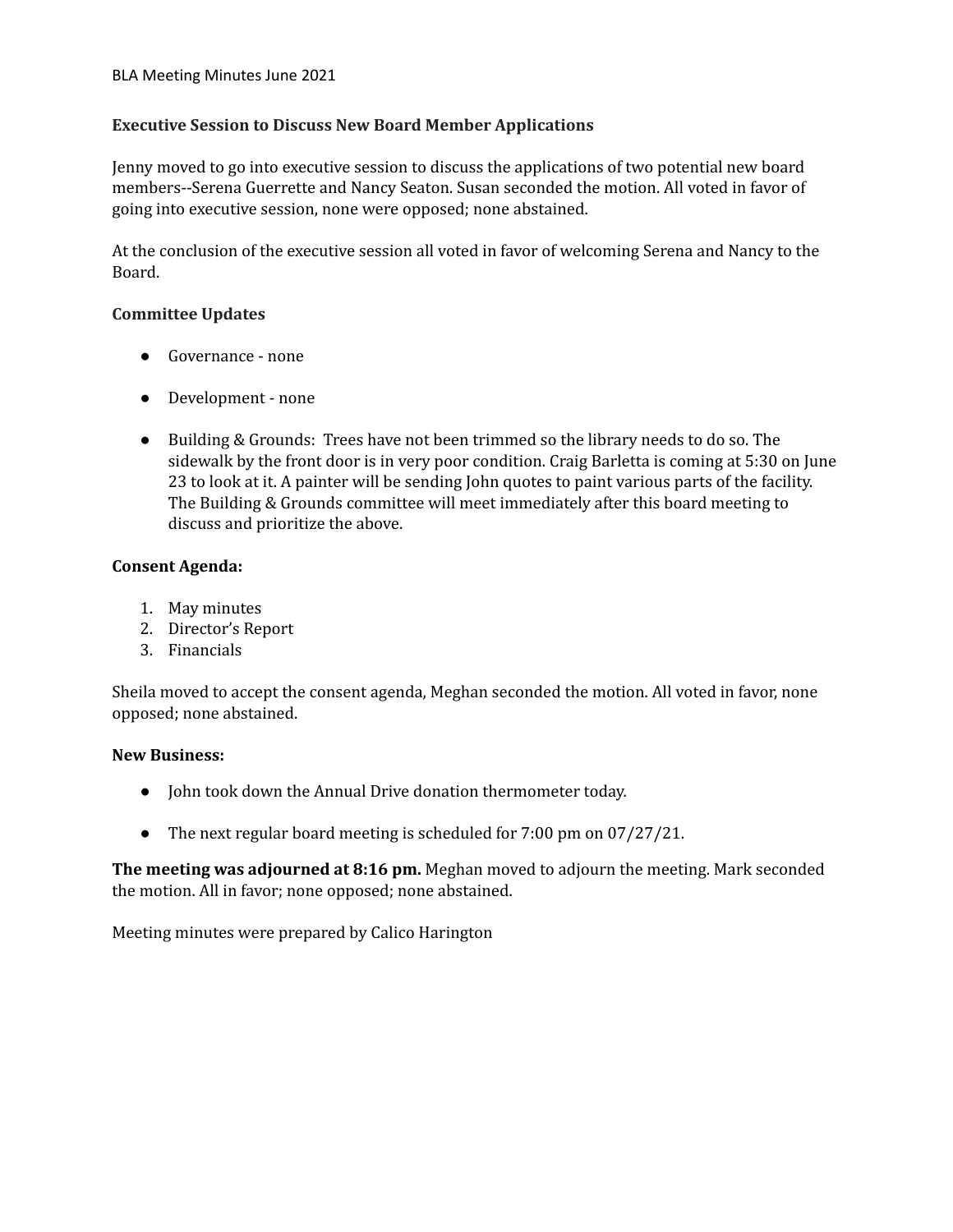BLA Meeting Minutes June 2021

**Executive Session to Discuss New Board Member Applications**

Jenny moved to go into executive session to discuss the applications of two potential new board members--Serena Guerrette and Nancy Seaton. Susan seconded the motion. All voted in favor of going into executive session, none were opposed; none abstained.

At the conclusion of the executive session all voted in favor of welcoming Serena and Nancy to the Board.

**Committee Updates**

- Governance - none
- Development - none
- Building & Grounds: Trees have not been trimmed so the library needs to do so. The sidewalk by the front door is in very poor condition. Craig Barletta is coming at 5:30 on June 23 to look at it. A painter will be sending John quotes to paint various parts of the facility. The Building & Grounds committee will meet immediately after this board meeting to discuss and prioritize the above.

**Consent Agenda:**

1. May minutes
2. Director's Report
3. Financials

Sheila moved to accept the consent agenda, Meghan seconded the motion. All voted in favor, none opposed; none abstained.

**New Business:**

- John took down the Annual Drive donation thermometer today.
- The next regular board meeting is scheduled for 7:00 pm on 07/27/21.

**The meeting was adjourned at 8:16 pm.** Meghan moved to adjourn the meeting. Mark seconded the motion. All in favor; none opposed; none abstained.

Meeting minutes were prepared by Calico Harington